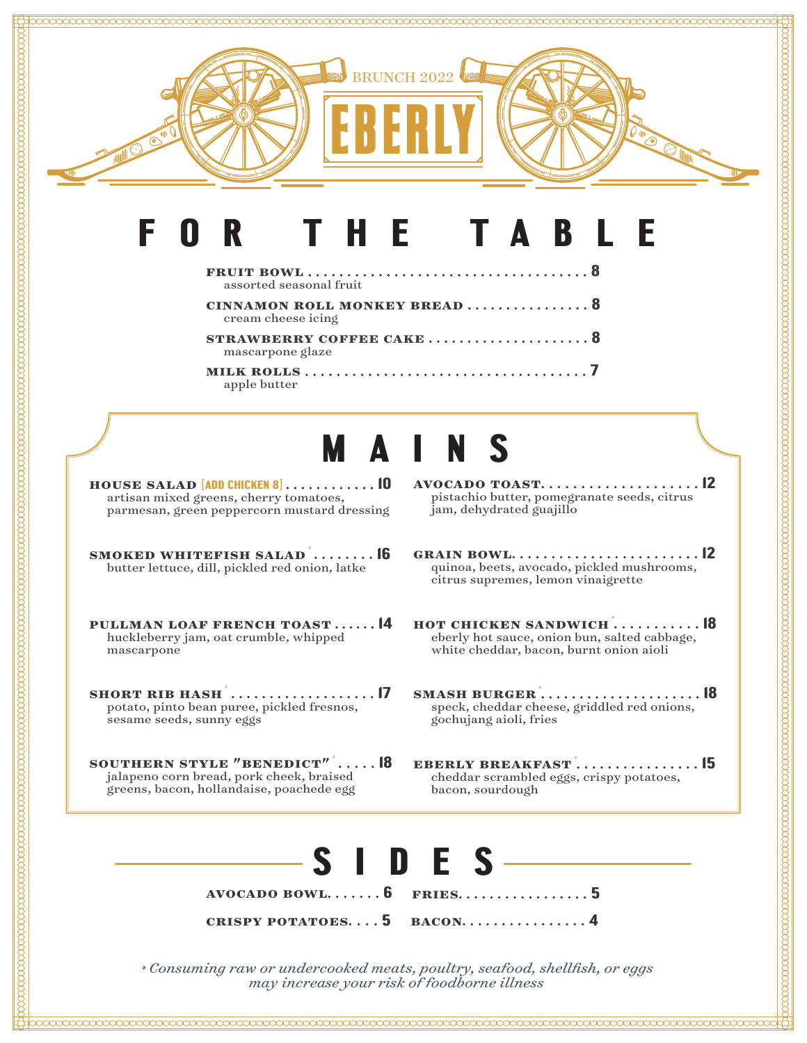BRUNCH 2022

# EBERLY

## FOR THE TABLE

**FRUIT BOWL** ........ 8
assorted seasonal fruit

**CINNAMON ROLL MONKEY BREAD** ........ 8
cream cheese icing

**STRAWBERRY COFFEE CAKE** ........ 8
mascarpone glaze

**MILK ROLLS** ........ 7
apple butter

## MAINS

**HOUSE SALAD** [ADD CHICKEN 8] ........ 10
artisan mixed greens, cherry tomatoes, parmesan, green peppercorn mustard dressing

**SMOKED WHITEFISH SALAD*** ........ 16
butter lettuce, dill, pickled red onion, latke

**PULLMAN LOAF FRENCH TOAST** ........ 14
huckleberry jam, oat crumble, whipped mascarpone

**SHORT RIB HASH*** ........ 17
potato, pinto bean puree, pickled fresnos, sesame seeds, sunny eggs

**SOUTHERN STYLE "BENEDICT"*** ........ 18
jalapeno corn bread, pork cheek, braised greens, bacon, hollandaise, poachede egg

**AVOCADO TOAST** ........ 12
pistachio butter, pomegranate seeds, citrus jam, dehydrated guajillo

**GRAIN BOWL** ........ 12
quinoa, beets, avocado, pickled mushrooms, citrus supremes, lemon vinaigrette

**HOT CHICKEN SANDWICH*** ........ 18
eberly hot sauce, onion bun, salted cabbage, white cheddar, bacon, burnt onion aioli

**SMASH BURGER*** ........ 18
speck, cheddar cheese, griddled red onions, gochujang aioli, fries

**EBERLY BREAKFAST*** ........ 15
cheddar scrambled eggs, crispy potatoes, bacon, sourdough

## SIDES

**AVOCADO BOWL** ........ 6

**CRISPY POTATOES** ........ 5

**FRIES** ........ 5

**BACON** ........ 4

*\* Consuming raw or undercooked meats, poultry, seafood, shellfish, or eggs may increase your risk of foodborne illness*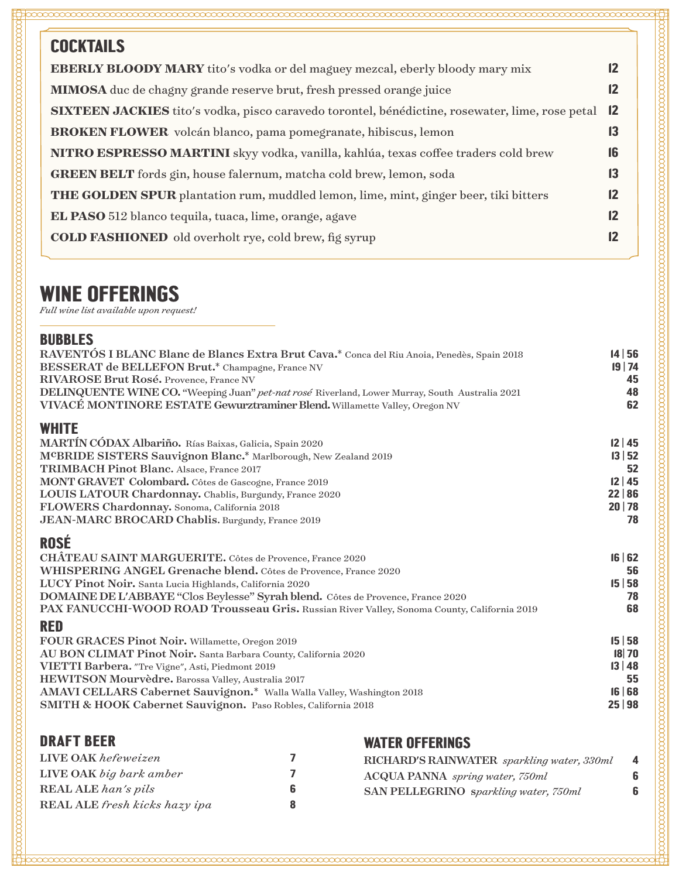## COCKTAILS

**EBERLY BLOODY MARY** tito's vodka or del maguey mezcal, eberly bloody mary mix — 12

**MIMOSA** duc de chagny grande reserve brut, fresh pressed orange juice — 12

**SIXTEEN JACKIES** tito's vodka, pisco caravedo torontel, bénédictine, rosewater, lime, rose petal — 12

**BROKEN FLOWER** volcán blanco, pama pomegranate, hibiscus, lemon — 13

**NITRO ESPRESSO MARTINI** skyy vodka, vanilla, kahlúa, texas coffee traders cold brew — 16

**GREEN BELT** fords gin, house falernum, matcha cold brew, lemon, soda — 13

**THE GOLDEN SPUR** plantation rum, muddled lemon, lime, mint, ginger beer, tiki bitters — 12

**EL PASO** 512 blanco tequila, tuaca, lime, orange, agave — 12

**COLD FASHIONED** old overholt rye, cold brew, fig syrup — 12

# WINE OFFERINGS

*Full wine list available upon request!*

## BUBBLES

**RAVENTÓS I BLANC Blanc de Blancs Extra Brut Cava.*** Conca del Riu Anoia, Penedès, Spain 2018 — 14 | 56

**BESSERAT de BELLEFON Brut.*** Champagne, France NV — 19 | 74

**RIVAROSE Brut Rosé.** Provence, France NV — 45

**DELINQUENTE WINE CO. "Weeping Juan"** *pet-nat rosé* Riverland, Lower Murray, South Australia 2021 — 48

**VIVACÉ MONTINORE ESTATE Gewurztraminer Blend.** Willamette Valley, Oregon NV — 62

## WHITE

**MARTÍN CÓDAX Albariño.** Rías Baixas, Galicia, Spain 2020 — 12 | 45

**McBRIDE SISTERS Sauvignon Blanc.*** Marlborough, New Zealand 2019 — 13 | 52

**TRIMBACH Pinot Blanc.** Alsace, France 2017 — 52

**MONT GRAVET Colombard.** Côtes de Gascogne, France 2019 — 12 | 45

**LOUIS LATOUR Chardonnay.** Chablis, Burgundy, France 2020 — 22 | 86

**FLOWERS Chardonnay.** Sonoma, California 2018 — 20 | 78

**JEAN-MARC BROCARD Chablis.** Burgundy, France 2019 — 78

## ROSÉ

**CHÂTEAU SAINT MARGUERITE.** Côtes de Provence, France 2020 — 16 | 62

**WHISPERING ANGEL Grenache blend.** Côtes de Provence, France 2020 — 56

**LUCY Pinot Noir.** Santa Lucia Highlands, California 2020 — 15 | 58

**DOMAINE DE L'ABBAYE "Clos Beylesse" Syrah blend.** Côtes de Provence, France 2020 — 78

**PAX FANUCCHI-WOOD ROAD Trousseau Gris.** Russian River Valley, Sonoma County, California 2019 — 68

## RED

**FOUR GRACES Pinot Noir.** Willamette, Oregon 2019 — 15 | 58

**AU BON CLIMAT Pinot Noir.** Santa Barbara County, California 2020 — 18 | 70

**VIETTI Barbera.** "Tre Vigne", Asti, Piedmont 2019 — 13 | 48

**HEWITSON Mourvèdre.** Barossa Valley, Australia 2017 — 55

**AMAVI CELLARS Cabernet Sauvignon.*** Walla Walla Valley, Washington 2018 — 16 | 68

**SMITH & HOOK Cabernet Sauvignon.** Paso Robles, California 2018 — 25 | 98

## DRAFT BEER

**LIVE OAK** *hefeweizen* — 7

**LIVE OAK** *big bark amber* — 7

**REAL ALE** *han's pils* — 6

**REAL ALE** *fresh kicks hazy ipa* — 8

## WATER OFFERINGS

**RICHARD'S RAINWATER** *sparkling water, 330ml* — 4

**ACQUA PANNA** *spring water, 750ml* — 6

**SAN PELLEGRINO** *sparkling water, 750ml* — 6